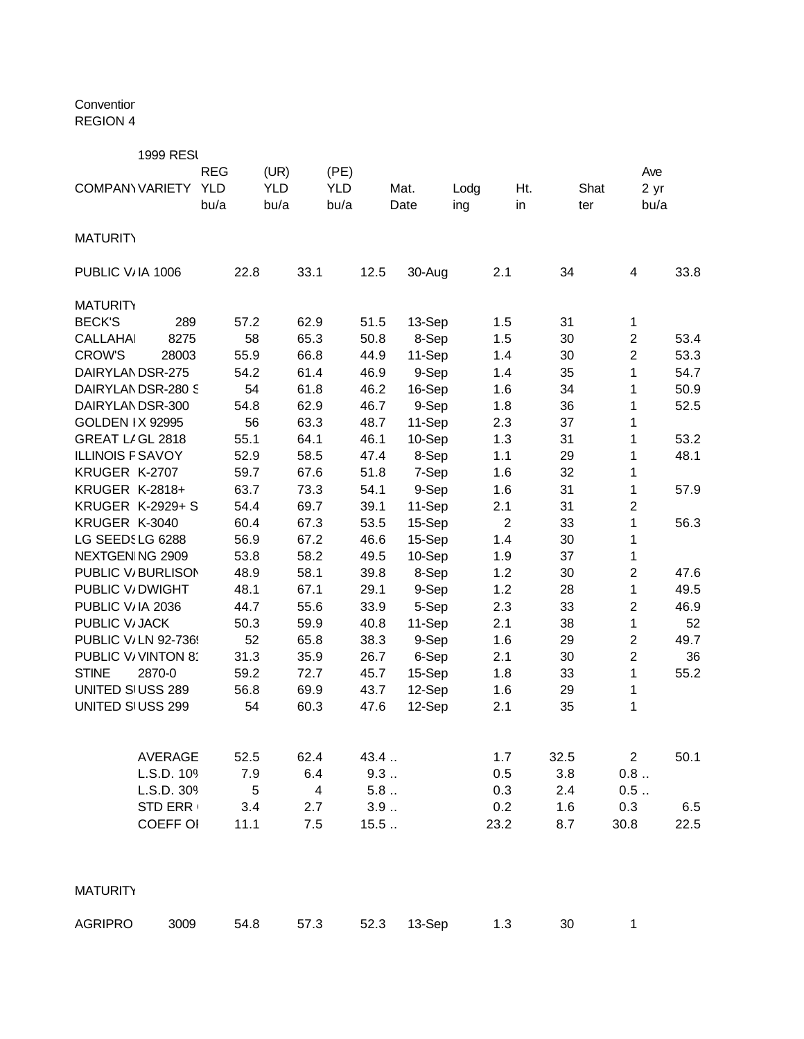Convention
REGION 4

1999 RESU

| COMPANY | VARIETY | REG YLD bu/a | (UR) YLD bu/a | (PE) YLD bu/a | Mat. Date | Lodging | Ht. in | Shatter | Ave 2 yr bu/a |
|---|---|---|---|---|---|---|---|---|---|
| MATURITY | | | | | | | | | |
| PUBLIC V/ | IA 1006 | 22.8 | 33.1 | 12.5 | 30-Aug | 2.1 | 34 | 4 | 33.8 |
| MATURITY | | | | | | | | | |
| BECK'S | 289 | 57.2 | 62.9 | 51.5 | 13-Sep | 1.5 | 31 | 1 | |
| CALLAHAI | 8275 | 58 | 65.3 | 50.8 | 8-Sep | 1.5 | 30 | 2 | 53.4 |
| CROW'S | 28003 | 55.9 | 66.8 | 44.9 | 11-Sep | 1.4 | 30 | 2 | 53.3 |
| DAIRYLAN | DSR-275 | 54.2 | 61.4 | 46.9 | 9-Sep | 1.4 | 35 | 1 | 54.7 |
| DAIRYLAN | DSR-280 S | 54 | 61.8 | 46.2 | 16-Sep | 1.6 | 34 | 1 | 50.9 |
| DAIRYLAN | DSR-300 | 54.8 | 62.9 | 46.7 | 9-Sep | 1.8 | 36 | 1 | 52.5 |
| GOLDEN I | X 92995 | 56 | 63.3 | 48.7 | 11-Sep | 2.3 | 37 | 1 | |
| GREAT L/ | GL 2818 | 55.1 | 64.1 | 46.1 | 10-Sep | 1.3 | 31 | 1 | 53.2 |
| ILLINOIS F | SAVOY | 52.9 | 58.5 | 47.4 | 8-Sep | 1.1 | 29 | 1 | 48.1 |
| KRUGER | K-2707 | 59.7 | 67.6 | 51.8 | 7-Sep | 1.6 | 32 | 1 | |
| KRUGER | K-2818+ | 63.7 | 73.3 | 54.1 | 9-Sep | 1.6 | 31 | 1 | 57.9 |
| KRUGER | K-2929+ S | 54.4 | 69.7 | 39.1 | 11-Sep | 2.1 | 31 | 2 | |
| KRUGER | K-3040 | 60.4 | 67.3 | 53.5 | 15-Sep | 2 | 33 | 1 | 56.3 |
| LG SEEDS | LG 6288 | 56.9 | 67.2 | 46.6 | 15-Sep | 1.4 | 30 | 1 | |
| NEXTGENI | NG 2909 | 53.8 | 58.2 | 49.5 | 10-Sep | 1.9 | 37 | 1 | |
| PUBLIC V/ | BURLISON | 48.9 | 58.1 | 39.8 | 8-Sep | 1.2 | 30 | 2 | 47.6 |
| PUBLIC V/ | DWIGHT | 48.1 | 67.1 | 29.1 | 9-Sep | 1.2 | 28 | 1 | 49.5 |
| PUBLIC V/ | IA 2036 | 44.7 | 55.6 | 33.9 | 5-Sep | 2.3 | 33 | 2 | 46.9 |
| PUBLIC V/ | JACK | 50.3 | 59.9 | 40.8 | 11-Sep | 2.1 | 38 | 1 | 52 |
| PUBLIC V/ | LN 92-7369 | 52 | 65.8 | 38.3 | 9-Sep | 1.6 | 29 | 2 | 49.7 |
| PUBLIC V/ | VINTON 81 | 31.3 | 35.9 | 26.7 | 6-Sep | 2.1 | 30 | 2 | 36 |
| STINE | 2870-0 | 59.2 | 72.7 | 45.7 | 15-Sep | 1.8 | 33 | 1 | 55.2 |
| UNITED SI | USS 289 | 56.8 | 69.9 | 43.7 | 12-Sep | 1.6 | 29 | 1 | |
| UNITED SI | USS 299 | 54 | 60.3 | 47.6 | 12-Sep | 2.1 | 35 | 1 | |
| | AVERAGE | 52.5 | 62.4 | 43.4 .. | | 1.7 | 32.5 | 2 | 50.1 |
| | L.S.D. 10% | 7.9 | 6.4 | 9.3 .. | | 0.5 | 3.8 | 0.8 .. | |
| | L.S.D. 30% | 5 | 4 | 5.8 .. | | 0.3 | 2.4 | 0.5 .. | |
| | STD ERR | 3.4 | 2.7 | 3.9 .. | | 0.2 | 1.6 | 0.3 | 6.5 |
| | COEFF OI | 11.1 | 7.5 | 15.5 .. | | 23.2 | 8.7 | 30.8 | 22.5 |
| MATURITY | | | | | | | | | |
| AGRIPRO | 3009 | 54.8 | 57.3 | 52.3 | 13-Sep | 1.3 | 30 | 1 | |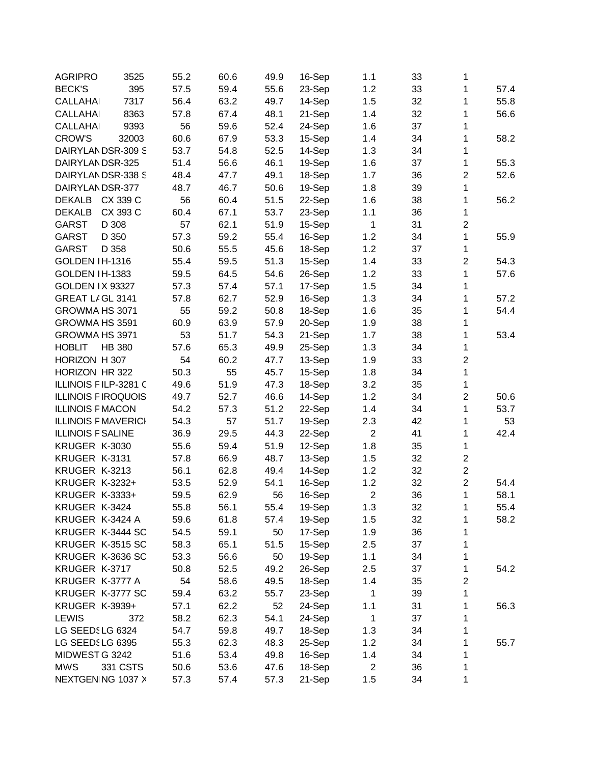| | | | | | | | | | |
|---|---|---|---|---|---|---|---|---|---|
| AGRIPRO | 3525 | 55.2 | 60.6 | 49.9 | 16-Sep | 1.1 | 33 | 1 | |
| BECK'S | 395 | 57.5 | 59.4 | 55.6 | 23-Sep | 1.2 | 33 | 1 | 57.4 |
| CALLAHAI | 7317 | 56.4 | 63.2 | 49.7 | 14-Sep | 1.5 | 32 | 1 | 55.8 |
| CALLAHAI | 8363 | 57.8 | 67.4 | 48.1 | 21-Sep | 1.4 | 32 | 1 | 56.6 |
| CALLAHAI | 9393 | 56 | 59.6 | 52.4 | 24-Sep | 1.6 | 37 | 1 | |
| CROW'S | 32003 | 60.6 | 67.9 | 53.3 | 15-Sep | 1.4 | 34 | 1 | 58.2 |
| DAIRYLAN | DSR-309 S | 53.7 | 54.8 | 52.5 | 14-Sep | 1.3 | 34 | 1 | |
| DAIRYLAN | DSR-325 | 51.4 | 56.6 | 46.1 | 19-Sep | 1.6 | 37 | 1 | 55.3 |
| DAIRYLAN | DSR-338 S | 48.4 | 47.7 | 49.1 | 18-Sep | 1.7 | 36 | 2 | 52.6 |
| DAIRYLAN | DSR-377 | 48.7 | 46.7 | 50.6 | 19-Sep | 1.8 | 39 | 1 | |
| DEKALB | CX 339 C | 56 | 60.4 | 51.5 | 22-Sep | 1.6 | 38 | 1 | 56.2 |
| DEKALB | CX 393 C | 60.4 | 67.1 | 53.7 | 23-Sep | 1.1 | 36 | 1 | |
| GARST | D 308 | 57 | 62.1 | 51.9 | 15-Sep | 1 | 31 | 2 | |
| GARST | D 350 | 57.3 | 59.2 | 55.4 | 16-Sep | 1.2 | 34 | 1 | 55.9 |
| GARST | D 358 | 50.6 | 55.5 | 45.6 | 18-Sep | 1.2 | 37 | 1 | |
| GOLDEN I | H-1316 | 55.4 | 59.5 | 51.3 | 15-Sep | 1.4 | 33 | 2 | 54.3 |
| GOLDEN I | H-1383 | 59.5 | 64.5 | 54.6 | 26-Sep | 1.2 | 33 | 1 | 57.6 |
| GOLDEN I | X 93327 | 57.3 | 57.4 | 57.1 | 17-Sep | 1.5 | 34 | 1 | |
| GREAT L/ | GL 3141 | 57.8 | 62.7 | 52.9 | 16-Sep | 1.3 | 34 | 1 | 57.2 |
| GROWMA | HS 3071 | 55 | 59.2 | 50.8 | 18-Sep | 1.6 | 35 | 1 | 54.4 |
| GROWMA | HS 3591 | 60.9 | 63.9 | 57.9 | 20-Sep | 1.9 | 38 | 1 | |
| GROWMA | HS 3971 | 53 | 51.7 | 54.3 | 21-Sep | 1.7 | 38 | 1 | 53.4 |
| HOBLIT | HB 380 | 57.6 | 65.3 | 49.9 | 25-Sep | 1.3 | 34 | 1 | |
| HORIZON | H 307 | 54 | 60.2 | 47.7 | 13-Sep | 1.9 | 33 | 2 | |
| HORIZON | HR 322 | 50.3 | 55 | 45.7 | 15-Sep | 1.8 | 34 | 1 | |
| ILLINOIS F | ILP-3281 C | 49.6 | 51.9 | 47.3 | 18-Sep | 3.2 | 35 | 1 | |
| ILLINOIS F | IROQUOIS | 49.7 | 52.7 | 46.6 | 14-Sep | 1.2 | 34 | 2 | 50.6 |
| ILLINOIS F | MACON | 54.2 | 57.3 | 51.2 | 22-Sep | 1.4 | 34 | 1 | 53.7 |
| ILLINOIS F | MAVERICI | 54.3 | 57 | 51.7 | 19-Sep | 2.3 | 42 | 1 | 53 |
| ILLINOIS F | SALINE | 36.9 | 29.5 | 44.3 | 22-Sep | 2 | 41 | 1 | 42.4 |
| KRUGER | K-3030 | 55.6 | 59.4 | 51.9 | 12-Sep | 1.8 | 35 | 1 | |
| KRUGER | K-3131 | 57.8 | 66.9 | 48.7 | 13-Sep | 1.5 | 32 | 2 | |
| KRUGER | K-3213 | 56.1 | 62.8 | 49.4 | 14-Sep | 1.2 | 32 | 2 | |
| KRUGER | K-3232+ | 53.5 | 52.9 | 54.1 | 16-Sep | 1.2 | 32 | 2 | 54.4 |
| KRUGER | K-3333+ | 59.5 | 62.9 | 56 | 16-Sep | 2 | 36 | 1 | 58.1 |
| KRUGER | K-3424 | 55.8 | 56.1 | 55.4 | 19-Sep | 1.3 | 32 | 1 | 55.4 |
| KRUGER | K-3424 A | 59.6 | 61.8 | 57.4 | 19-Sep | 1.5 | 32 | 1 | 58.2 |
| KRUGER | K-3444 SC | 54.5 | 59.1 | 50 | 17-Sep | 1.9 | 36 | 1 | |
| KRUGER | K-3515 SC | 58.3 | 65.1 | 51.5 | 15-Sep | 2.5 | 37 | 1 | |
| KRUGER | K-3636 SC | 53.3 | 56.6 | 50 | 19-Sep | 1.1 | 34 | 1 | |
| KRUGER | K-3717 | 50.8 | 52.5 | 49.2 | 26-Sep | 2.5 | 37 | 1 | 54.2 |
| KRUGER | K-3777 A | 54 | 58.6 | 49.5 | 18-Sep | 1.4 | 35 | 2 | |
| KRUGER | K-3777 SC | 59.4 | 63.2 | 55.7 | 23-Sep | 1 | 39 | 1 | |
| KRUGER | K-3939+ | 57.1 | 62.2 | 52 | 24-Sep | 1.1 | 31 | 1 | 56.3 |
| LEWIS | 372 | 58.2 | 62.3 | 54.1 | 24-Sep | 1 | 37 | 1 | |
| LG SEEDS | LG 6324 | 54.7 | 59.8 | 49.7 | 18-Sep | 1.3 | 34 | 1 | |
| LG SEEDS | LG 6395 | 55.3 | 62.3 | 48.3 | 25-Sep | 1.2 | 34 | 1 | 55.7 |
| MIDWEST | G 3242 | 51.6 | 53.4 | 49.8 | 16-Sep | 1.4 | 34 | 1 | |
| MWS | 331 CSTS | 50.6 | 53.6 | 47.6 | 18-Sep | 2 | 36 | 1 | |
| NEXTGEN | NG 1037 X | 57.3 | 57.4 | 57.3 | 21-Sep | 1.5 | 34 | 1 | |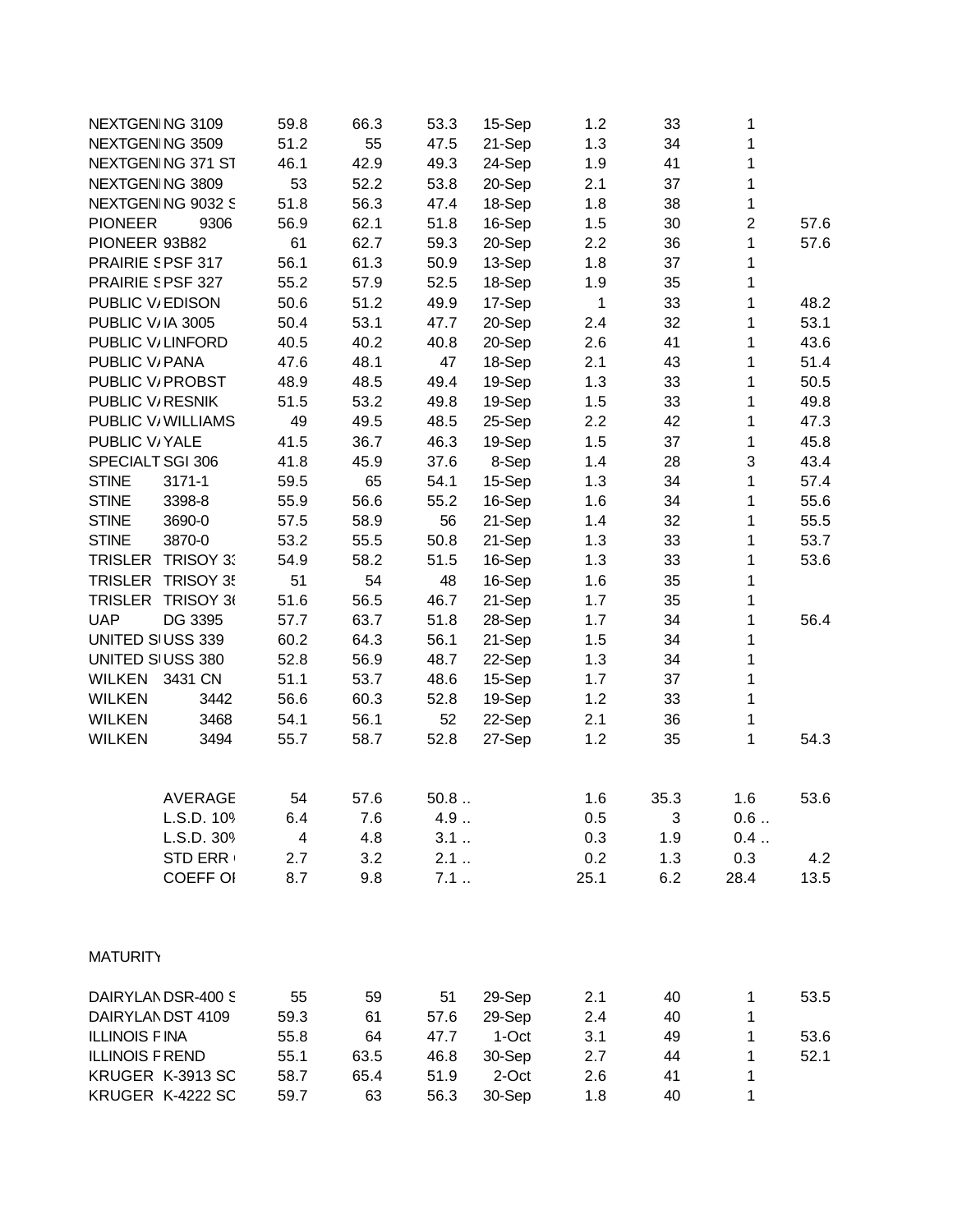| | | | | | | | | | |
|---|---|---|---|---|---|---|---|---|---|
| NEXTGEN | NG 3109 | 59.8 | 66.3 | 53.3 | 15-Sep | 1.2 | 33 | 1 | |
| NEXTGEN | NG 3509 | 51.2 | 55 | 47.5 | 21-Sep | 1.3 | 34 | 1 | |
| NEXTGEN | NG 371 ST | 46.1 | 42.9 | 49.3 | 24-Sep | 1.9 | 41 | 1 | |
| NEXTGEN | NG 3809 | 53 | 52.2 | 53.8 | 20-Sep | 2.1 | 37 | 1 | |
| NEXTGEN | NG 9032 S | 51.8 | 56.3 | 47.4 | 18-Sep | 1.8 | 38 | 1 | |
| PIONEER | 9306 | 56.9 | 62.1 | 51.8 | 16-Sep | 1.5 | 30 | 2 | 57.6 |
| PIONEER | 93B82 | 61 | 62.7 | 59.3 | 20-Sep | 2.2 | 36 | 1 | 57.6 |
| PRAIRIE S | PSF 317 | 56.1 | 61.3 | 50.9 | 13-Sep | 1.8 | 37 | 1 | |
| PRAIRIE S | PSF 327 | 55.2 | 57.9 | 52.5 | 18-Sep | 1.9 | 35 | 1 | |
| PUBLIC V/ | EDISON | 50.6 | 51.2 | 49.9 | 17-Sep | 1 | 33 | 1 | 48.2 |
| PUBLIC V/ | IA 3005 | 50.4 | 53.1 | 47.7 | 20-Sep | 2.4 | 32 | 1 | 53.1 |
| PUBLIC V/ | LINFORD | 40.5 | 40.2 | 40.8 | 20-Sep | 2.6 | 41 | 1 | 43.6 |
| PUBLIC V/ | PANA | 47.6 | 48.1 | 47 | 18-Sep | 2.1 | 43 | 1 | 51.4 |
| PUBLIC V/ | PROBST | 48.9 | 48.5 | 49.4 | 19-Sep | 1.3 | 33 | 1 | 50.5 |
| PUBLIC V/ | RESNIK | 51.5 | 53.2 | 49.8 | 19-Sep | 1.5 | 33 | 1 | 49.8 |
| PUBLIC V/ | WILLIAMS | 49 | 49.5 | 48.5 | 25-Sep | 2.2 | 42 | 1 | 47.3 |
| PUBLIC V/ | YALE | 41.5 | 36.7 | 46.3 | 19-Sep | 1.5 | 37 | 1 | 45.8 |
| SPECIALT | SGI 306 | 41.8 | 45.9 | 37.6 | 8-Sep | 1.4 | 28 | 3 | 43.4 |
| STINE | 3171-1 | 59.5 | 65 | 54.1 | 15-Sep | 1.3 | 34 | 1 | 57.4 |
| STINE | 3398-8 | 55.9 | 56.6 | 55.2 | 16-Sep | 1.6 | 34 | 1 | 55.6 |
| STINE | 3690-0 | 57.5 | 58.9 | 56 | 21-Sep | 1.4 | 32 | 1 | 55.5 |
| STINE | 3870-0 | 53.2 | 55.5 | 50.8 | 21-Sep | 1.3 | 33 | 1 | 53.7 |
| TRISLER | TRISOY 33 | 54.9 | 58.2 | 51.5 | 16-Sep | 1.3 | 33 | 1 | 53.6 |
| TRISLER | TRISOY 35 | 51 | 54 | 48 | 16-Sep | 1.6 | 35 | 1 | |
| TRISLER | TRISOY 36 | 51.6 | 56.5 | 46.7 | 21-Sep | 1.7 | 35 | 1 | |
| UAP | DG 3395 | 57.7 | 63.7 | 51.8 | 28-Sep | 1.7 | 34 | 1 | 56.4 |
| UNITED S | USS 339 | 60.2 | 64.3 | 56.1 | 21-Sep | 1.5 | 34 | 1 | |
| UNITED S | USS 380 | 52.8 | 56.9 | 48.7 | 22-Sep | 1.3 | 34 | 1 | |
| WILKEN | 3431 CN | 51.1 | 53.7 | 48.6 | 15-Sep | 1.7 | 37 | 1 | |
| WILKEN | 3442 | 56.6 | 60.3 | 52.8 | 19-Sep | 1.2 | 33 | 1 | |
| WILKEN | 3468 | 54.1 | 56.1 | 52 | 22-Sep | 2.1 | 36 | 1 | |
| WILKEN | 3494 | 55.7 | 58.7 | 52.8 | 27-Sep | 1.2 | 35 | 1 | 54.3 |
| | | | | | | | | | |
| | AVERAGE | 54 | 57.6 | 50.8 .. | | 1.6 | 35.3 | 1.6 | 53.6 |
| | L.S.D. 10% | 6.4 | 7.6 | 4.9 .. | | 0.5 | 3 | 0.6 .. | |
| | L.S.D. 30% | 4 | 4.8 | 3.1 .. | | 0.3 | 1.9 | 0.4 .. | |
| | STD ERR | 2.7 | 3.2 | 2.1 .. | | 0.2 | 1.3 | 0.3 | 4.2 |
| | COEFF OF | 8.7 | 9.8 | 7.1 .. | | 25.1 | 6.2 | 28.4 | 13.5 |

MATURITY

| | | | | | | | | | |
|---|---|---|---|---|---|---|---|---|---|
| DAIRYLAN | DSR-400 S | 55 | 59 | 51 | 29-Sep | 2.1 | 40 | 1 | 53.5 |
| DAIRYLAN | DST 4109 | 59.3 | 61 | 57.6 | 29-Sep | 2.4 | 40 | 1 | |
| ILLINOIS F | INA | 55.8 | 64 | 47.7 | 1-Oct | 3.1 | 49 | 1 | 53.6 |
| ILLINOIS F | REND | 55.1 | 63.5 | 46.8 | 30-Sep | 2.7 | 44 | 1 | 52.1 |
| KRUGER | K-3913 SC | 58.7 | 65.4 | 51.9 | 2-Oct | 2.6 | 41 | 1 | |
| KRUGER | K-4222 SC | 59.7 | 63 | 56.3 | 30-Sep | 1.8 | 40 | 1 | |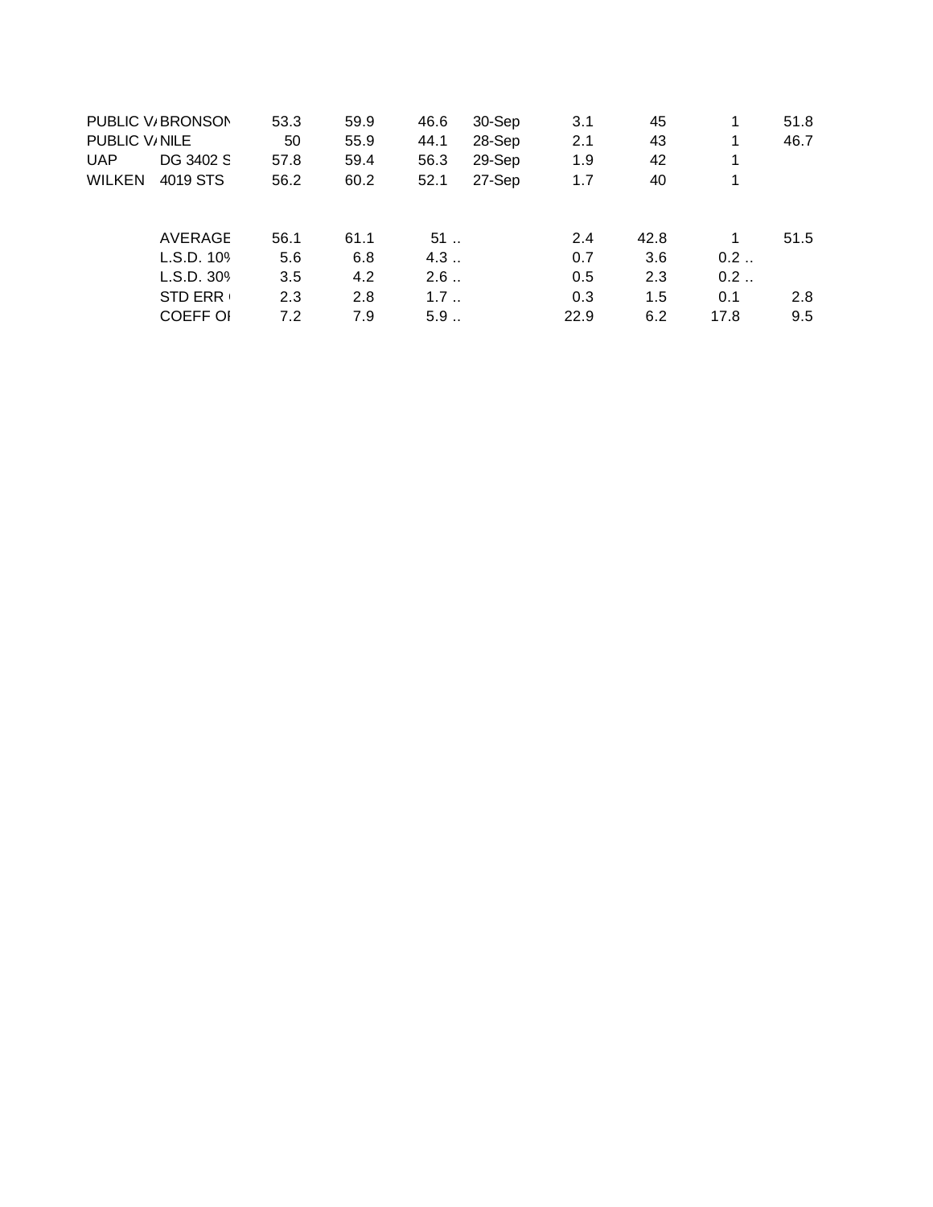| | | | | | | | | | |
|---|---|---|---|---|---|---|---|---|---|
| PUBLIC V/ | BRONSON | 53.3 | 59.9 | 46.6 | 30-Sep | 3.1 | 45 | 1 | 51.8 |
| PUBLIC V/ | NILE | 50 | 55.9 | 44.1 | 28-Sep | 2.1 | 43 | 1 | 46.7 |
| UAP | DG 3402 S | 57.8 | 59.4 | 56.3 | 29-Sep | 1.9 | 42 | 1 | |
| WILKEN | 4019 STS | 56.2 | 60.2 | 52.1 | 27-Sep | 1.7 | 40 | 1 | |
| | | | | | | | | | |
| | AVERAGE | 56.1 | 61.1 | 51 .. | | 2.4 | 42.8 | 1 | 51.5 |
| | L.S.D. 10% | 5.6 | 6.8 | 4.3 .. | | 0.7 | 3.6 | 0.2 .. | |
| | L.S.D. 30% | 3.5 | 4.2 | 2.6 .. | | 0.5 | 2.3 | 0.2 .. | |
| | STD ERR ( | 2.3 | 2.8 | 1.7 .. | | 0.3 | 1.5 | 0.1 | 2.8 |
| | COEFF OF | 7.2 | 7.9 | 5.9 .. | | 22.9 | 6.2 | 17.8 | 9.5 |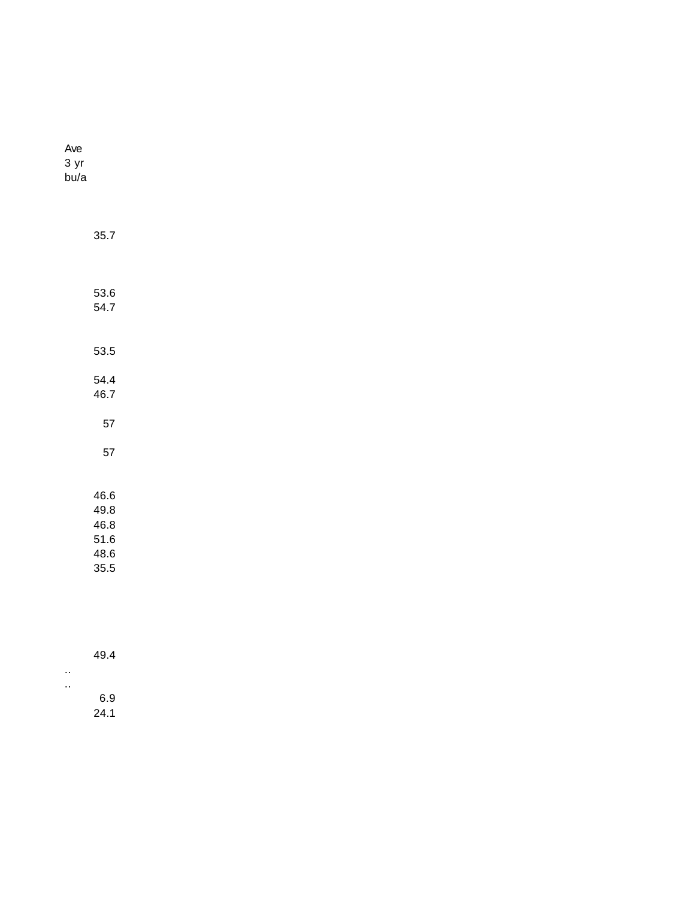| Ave 3 yr bu/a |
| --- |
| |
| 35.7 |
| |
| |
| 53.6 |
| 54.7 |
| |
| 53.5 |
| |
| 54.4 |
| 46.7 |
| |
| 57 |
| |
| 57 |
| |
| |
| 46.6 |
| 49.8 |
| 46.8 |
| 51.6 |
| 48.6 |
| 35.5 |
| |
| |
| |
| |
| 49.4 |
| .. |
| .. |
| 6.9 |
| 24.1 |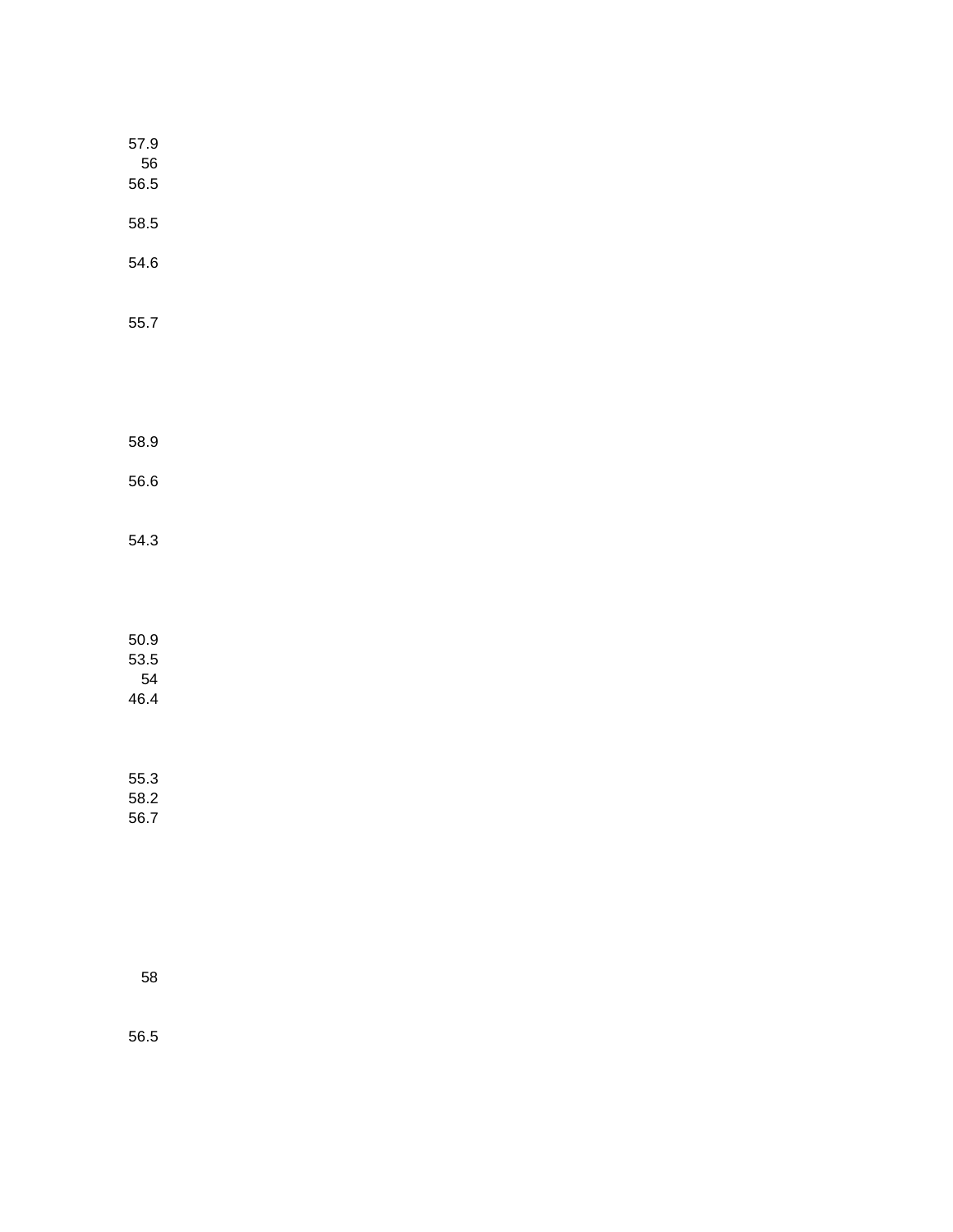57.9
56
56.5

58.5

54.6

55.7

58.9

56.6

54.3

50.9
53.5
54
46.4

55.3
58.2
56.7

58

56.5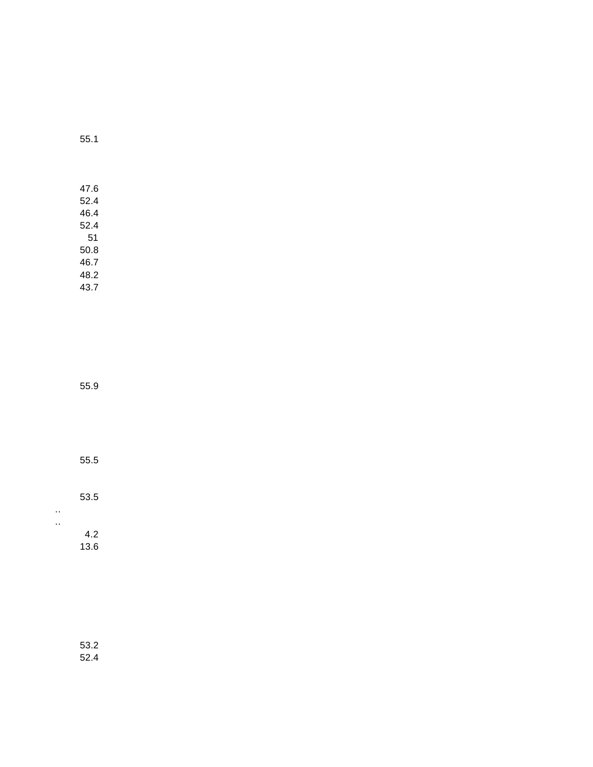55.1

47.6
52.4
46.4
52.4
51
50.8
46.7
48.2
43.7

55.9

55.5

53.5
..
..
4.2
13.6

53.2
52.4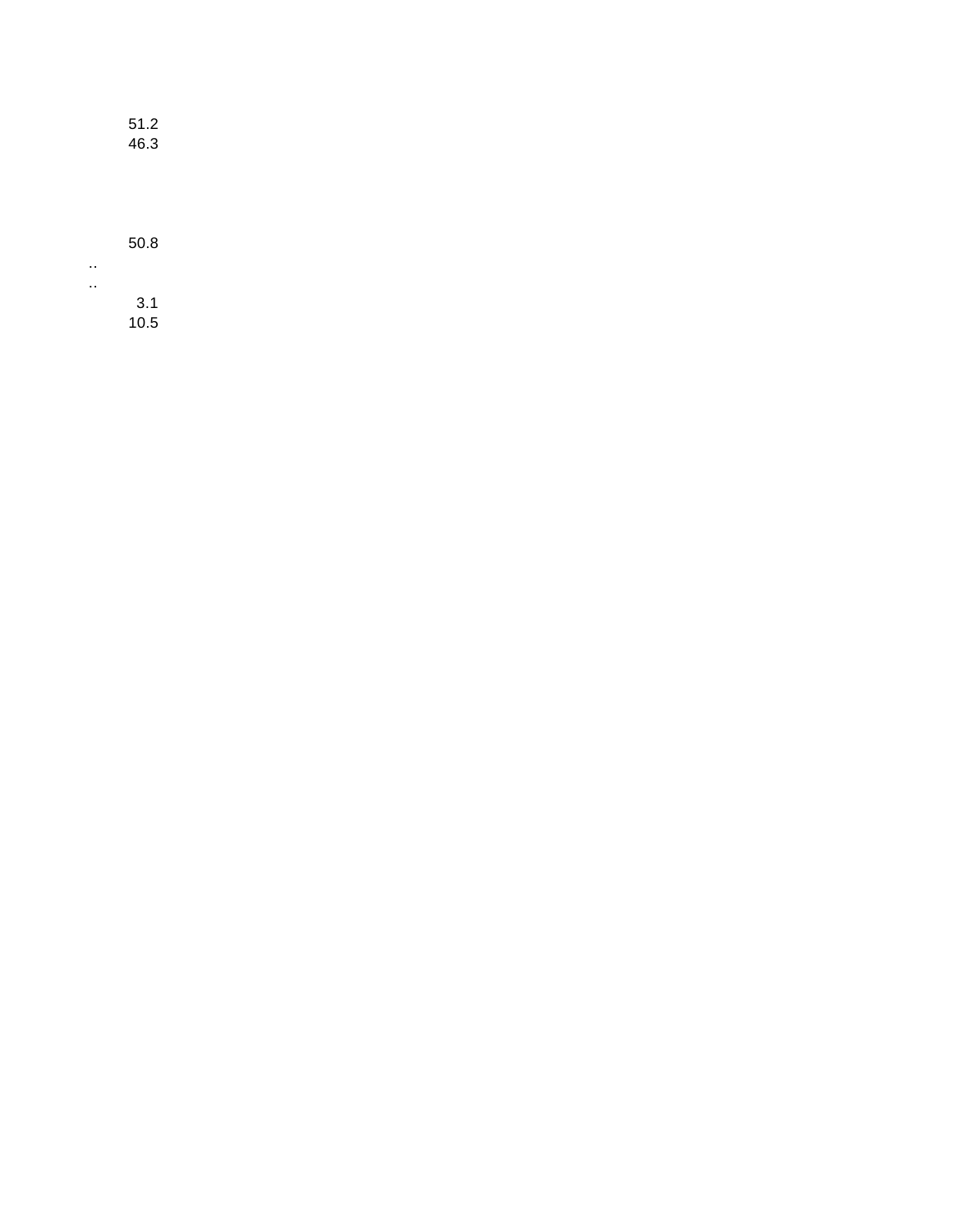51.2
46.3

50.8
..
..
3.1
10.5